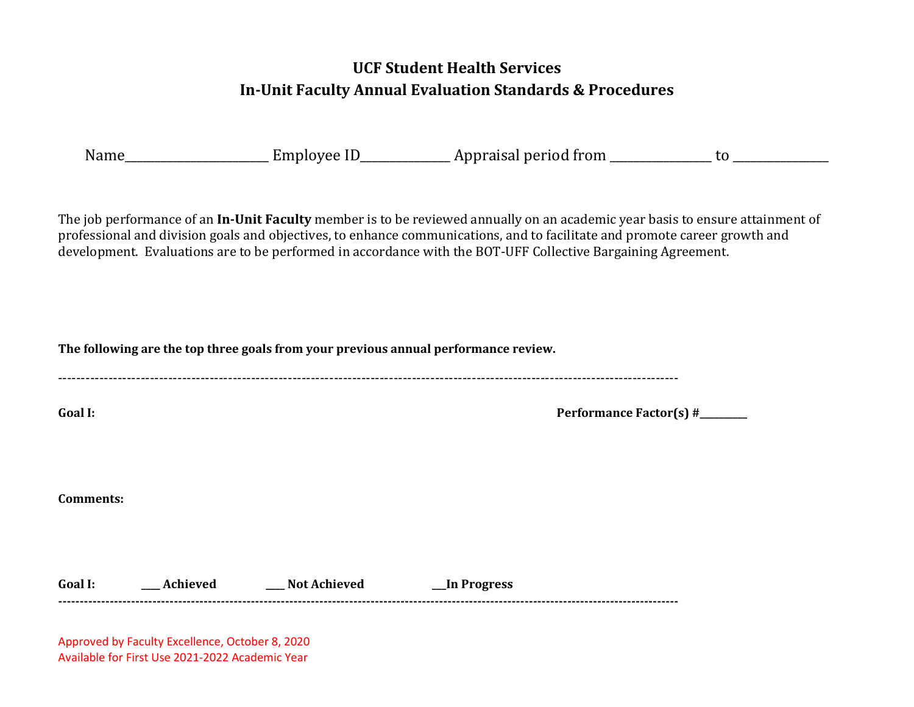# UCF Student Health Services
## In-Unit Faculty Annual Evaluation Standards & Procedures

Name________________________ Employee ID______________ Appraisal period from ________________ to _______________

The job performance of an **In-Unit Faculty** member is to be reviewed annually on an academic year basis to ensure attainment of professional and division goals and objectives, to enhance communications, and to facilitate and promote career growth and development. Evaluations are to be performed in accordance with the BOT-UFF Collective Bargaining Agreement.

**The following are the top three goals from your previous annual performance review.**

-----------------------------------------------------------------------------------------------------------------------------------

**Goal I:** **Performance Factor(s) #_________**

**Comments:**

**Goal I:** **____ Achieved** **____ Not Achieved** **___In Progress**

-----------------------------------------------------------------------------------------------------------------------------------

Approved by Faculty Excellence, October 8, 2020
Available for First Use 2021-2022 Academic Year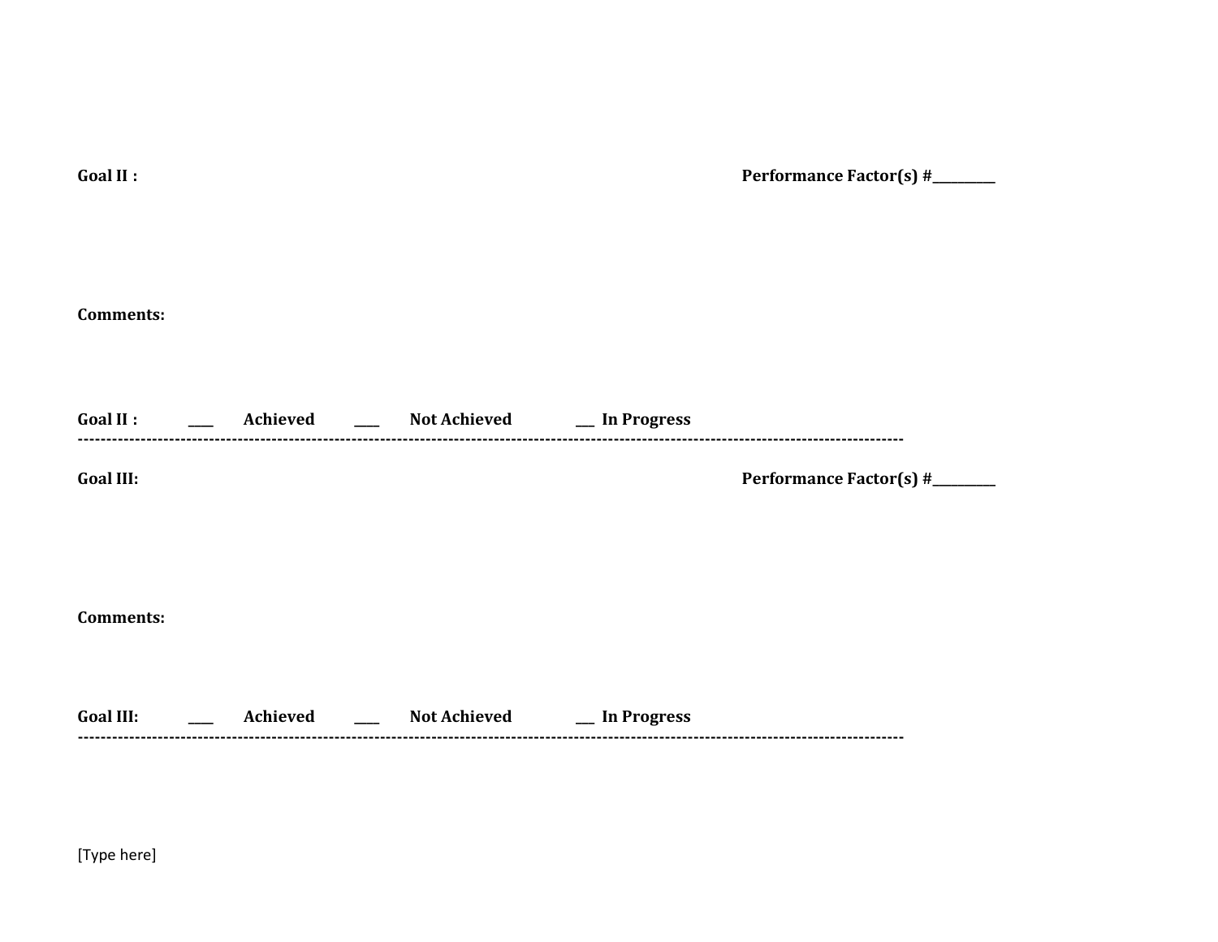**Goal II :** **Performance Factor(s) #_________**

**Comments:**

**Goal II :** ____ **Achieved** ____ **Not Achieved** ___ **In Progress**

---------------------------------------------------------------------------------------------------------------------------------------------

**Goal III:** **Performance Factor(s) #_________**

**Comments:**

**Goal III:** ____ **Achieved** ____ **Not Achieved** ___ **In Progress**

---------------------------------------------------------------------------------------------------------------------------------------------

[Type here]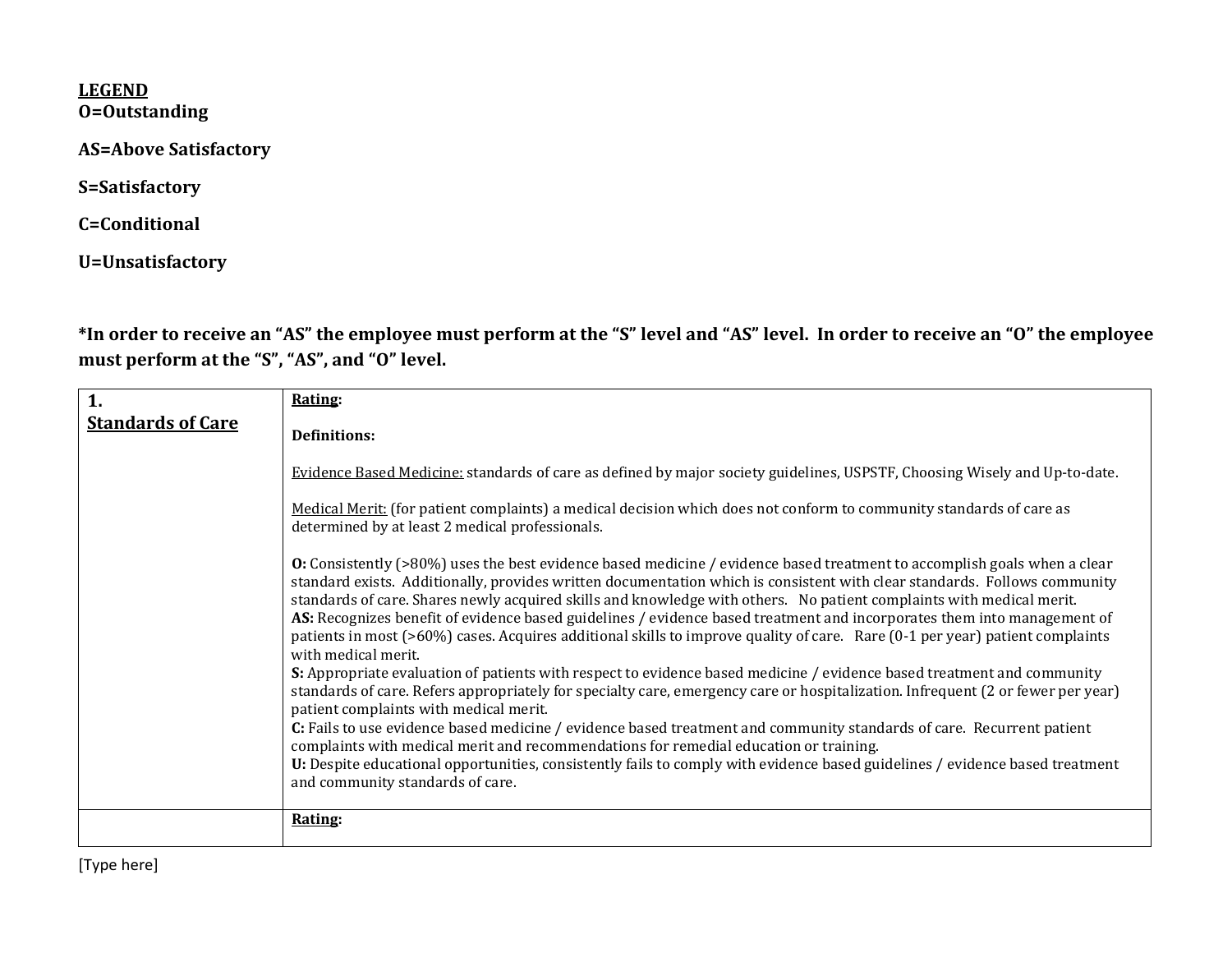**LEGEND**

**O=Outstanding**

**AS=Above Satisfactory**

**S=Satisfactory**

**C=Conditional**

**U=Unsatisfactory**

**\*In order to receive an "AS" the employee must perform at the "S" level and "AS" level. In order to receive an "O" the employee must perform at the "S", "AS", and "O" level.**

| **1.** **Standards of Care** | **Rating:** <br><br> **Definitions:** <br><br> Evidence Based Medicine: standards of care as defined by major society guidelines, USPSTF, Choosing Wisely and Up-to-date. <br><br> Medical Merit: (for patient complaints) a medical decision which does not conform to community standards of care as determined by at least 2 medical professionals. <br><br> **O:** Consistently (>80%) uses the best evidence based medicine / evidence based treatment to accomplish goals when a clear standard exists. Additionally, provides written documentation which is consistent with clear standards. Follows community standards of care. Shares newly acquired skills and knowledge with others. No patient complaints with medical merit. <br> **AS:** Recognizes benefit of evidence based guidelines / evidence based treatment and incorporates them into management of patients in most (>60%) cases. Acquires additional skills to improve quality of care. Rare (0-1 per year) patient complaints with medical merit. <br> **S:** Appropriate evaluation of patients with respect to evidence based medicine / evidence based treatment and community standards of care. Refers appropriately for specialty care, emergency care or hospitalization. Infrequent (2 or fewer per year) patient complaints with medical merit. <br> **C:** Fails to use evidence based medicine / evidence based treatment and community standards of care. Recurrent patient complaints with medical merit and recommendations for remedial education or training. <br> **U:** Despite educational opportunities, consistently fails to comply with evidence based guidelines / evidence based treatment and community standards of care. |
|---|---|
| | **Rating:** |

[Type here]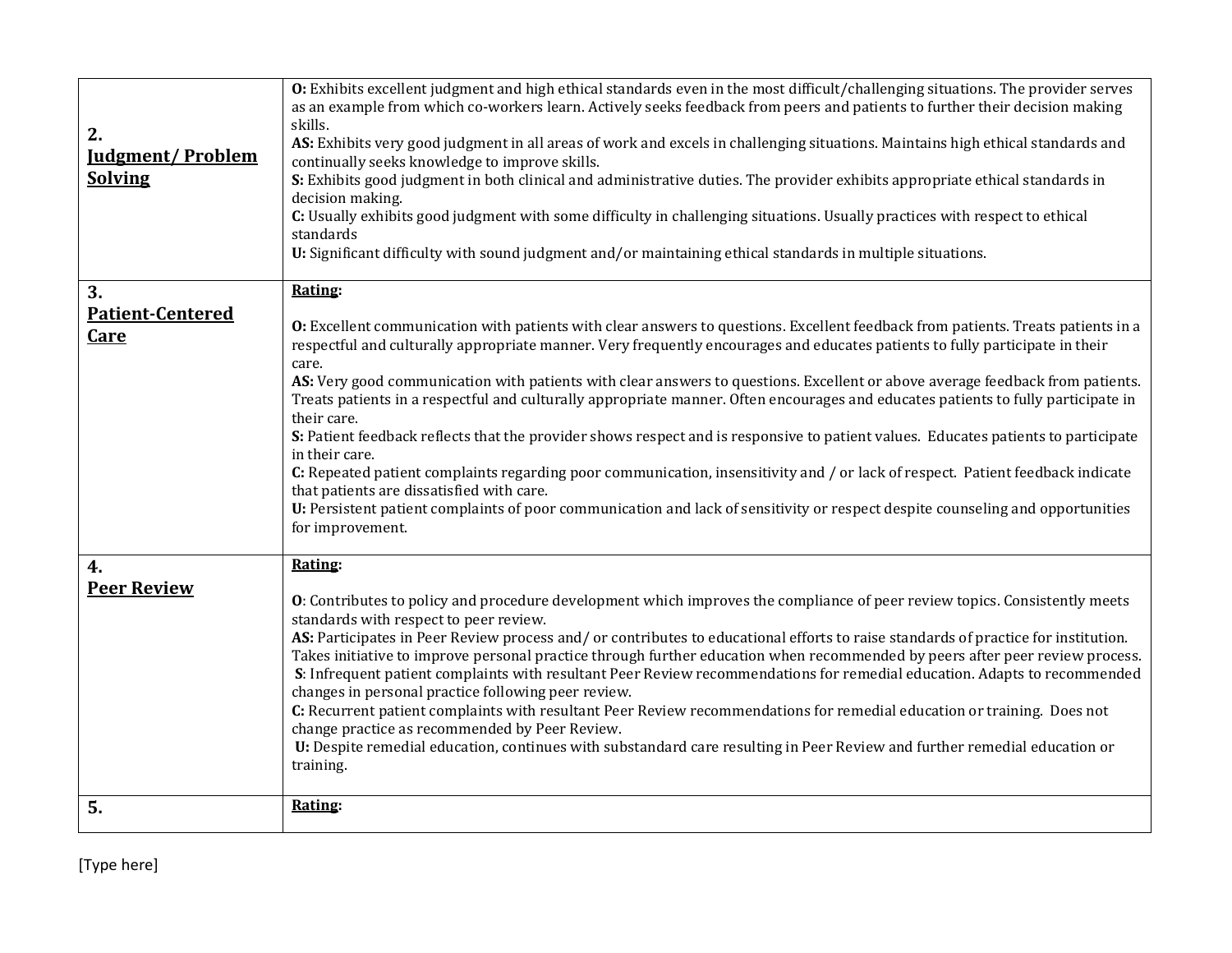| | |
|---|---|
| **2. Judgment/ Problem Solving** | **O:** Exhibits excellent judgment and high ethical standards even in the most difficult/challenging situations. The provider serves as an example from which co-workers learn. Actively seeks feedback from peers and patients to further their decision making skills.<br>**AS:** Exhibits very good judgment in all areas of work and excels in challenging situations. Maintains high ethical standards and continually seeks knowledge to improve skills.<br>**S:** Exhibits good judgment in both clinical and administrative duties. The provider exhibits appropriate ethical standards in decision making.<br>**C:** Usually exhibits good judgment with some difficulty in challenging situations. Usually practices with respect to ethical standards<br>**U:** Significant difficulty with sound judgment and/or maintaining ethical standards in multiple situations. |
| **3. Patient-Centered Care** | **Rating:**<br><br>**O:** Excellent communication with patients with clear answers to questions. Excellent feedback from patients. Treats patients in a respectful and culturally appropriate manner. Very frequently encourages and educates patients to fully participate in their care.<br>**AS:** Very good communication with patients with clear answers to questions. Excellent or above average feedback from patients. Treats patients in a respectful and culturally appropriate manner. Often encourages and educates patients to fully participate in their care.<br>**S:** Patient feedback reflects that the provider shows respect and is responsive to patient values. Educates patients to participate in their care.<br>**C:** Repeated patient complaints regarding poor communication, insensitivity and / or lack of respect. Patient feedback indicate that patients are dissatisfied with care.<br>**U:** Persistent patient complaints of poor communication and lack of sensitivity or respect despite counseling and opportunities for improvement. |
| **4. Peer Review** | **Rating:**<br><br>**O**: Contributes to policy and procedure development which improves the compliance of peer review topics. Consistently meets standards with respect to peer review.<br>**AS:** Participates in Peer Review process and/ or contributes to educational efforts to raise standards of practice for institution. Takes initiative to improve personal practice through further education when recommended by peers after peer review process.<br>**S**: Infrequent patient complaints with resultant Peer Review recommendations for remedial education. Adapts to recommended changes in personal practice following peer review.<br>**C:** Recurrent patient complaints with resultant Peer Review recommendations for remedial education or training. Does not change practice as recommended by Peer Review.<br>**U:** Despite remedial education, continues with substandard care resulting in Peer Review and further remedial education or training. |
| **5.** | **Rating:** |

[Type here]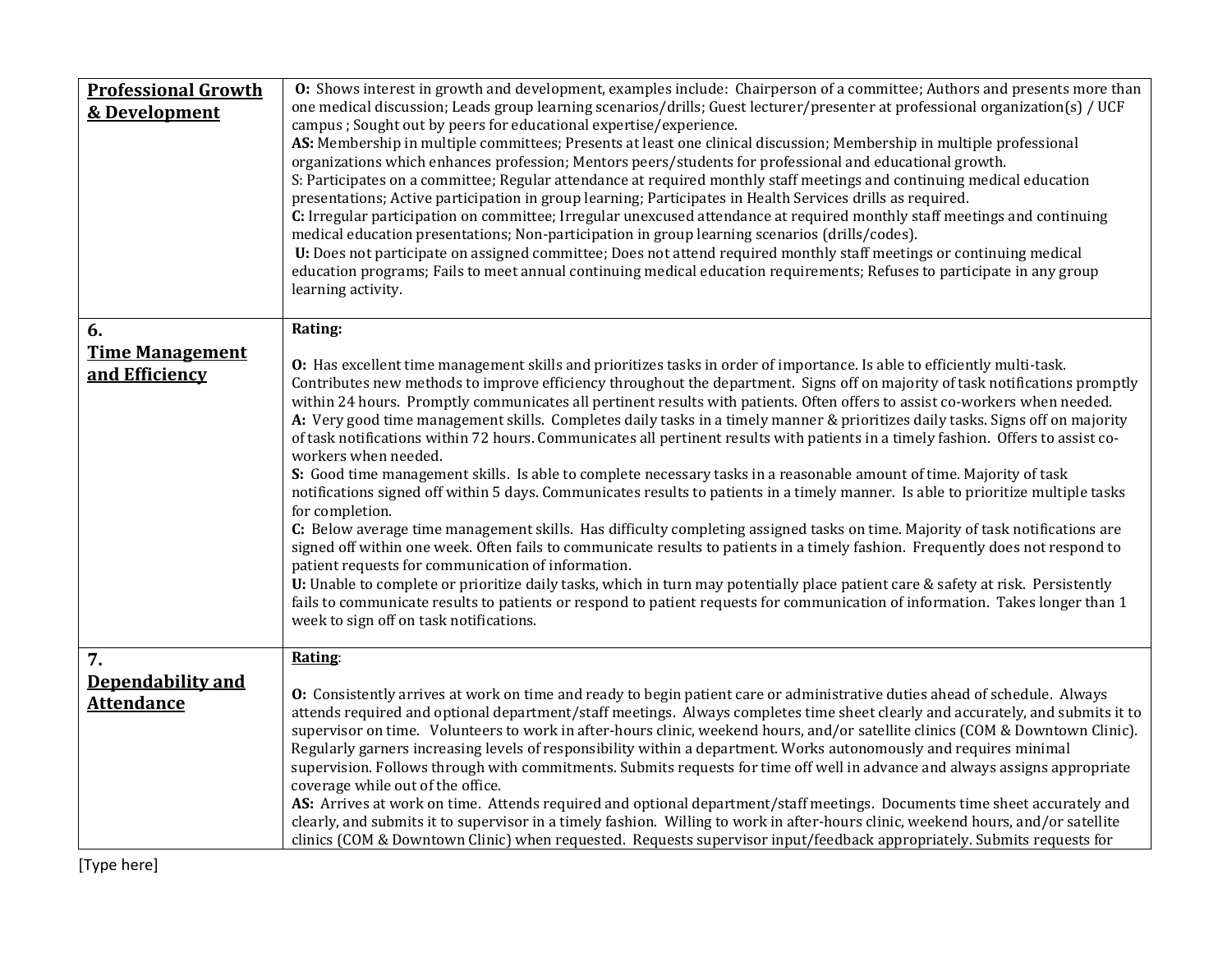| | |
|---|---|
| **Professional Growth & Development** | **O:** Shows interest in growth and development, examples include: Chairperson of a committee; Authors and presents more than one medical discussion; Leads group learning scenarios/drills; Guest lecturer/presenter at professional organization(s) / UCF campus ; Sought out by peers for educational expertise/experience.<br>**AS:** Membership in multiple committees; Presents at least one clinical discussion; Membership in multiple professional organizations which enhances profession; Mentors peers/students for professional and educational growth.<br>S: Participates on a committee; Regular attendance at required monthly staff meetings and continuing medical education presentations; Active participation in group learning; Participates in Health Services drills as required.<br>**C:** Irregular participation on committee; Irregular unexcused attendance at required monthly staff meetings and continuing medical education presentations; Non-participation in group learning scenarios (drills/codes).<br>**U:** Does not participate on assigned committee; Does not attend required monthly staff meetings or continuing medical education programs; Fails to meet annual continuing medical education requirements; Refuses to participate in any group learning activity. |
| **6. Time Management and Efficiency** | **Rating:**<br><br>**O:** Has excellent time management skills and prioritizes tasks in order of importance. Is able to efficiently multi-task. Contributes new methods to improve efficiency throughout the department. Signs off on majority of task notifications promptly within 24 hours. Promptly communicates all pertinent results with patients. Often offers to assist co-workers when needed.<br>**A:** Very good time management skills. Completes daily tasks in a timely manner & prioritizes daily tasks. Signs off on majority of task notifications within 72 hours. Communicates all pertinent results with patients in a timely fashion. Offers to assist co-workers when needed.<br>**S:** Good time management skills. Is able to complete necessary tasks in a reasonable amount of time. Majority of task notifications signed off within 5 days. Communicates results to patients in a timely manner. Is able to prioritize multiple tasks for completion.<br>**C:** Below average time management skills. Has difficulty completing assigned tasks on time. Majority of task notifications are signed off within one week. Often fails to communicate results to patients in a timely fashion. Frequently does not respond to patient requests for communication of information.<br>**U:** Unable to complete or prioritize daily tasks, which in turn may potentially place patient care & safety at risk. Persistently fails to communicate results to patients or respond to patient requests for communication of information. Takes longer than 1 week to sign off on task notifications. |
| **7. Dependability and Attendance** | **Rating**:<br><br>**O:** Consistently arrives at work on time and ready to begin patient care or administrative duties ahead of schedule. Always attends required and optional department/staff meetings. Always completes time sheet clearly and accurately, and submits it to supervisor on time. Volunteers to work in after-hours clinic, weekend hours, and/or satellite clinics (COM & Downtown Clinic). Regularly garners increasing levels of responsibility within a department. Works autonomously and requires minimal supervision. Follows through with commitments. Submits requests for time off well in advance and always assigns appropriate coverage while out of the office.<br>**AS:** Arrives at work on time. Attends required and optional department/staff meetings. Documents time sheet accurately and clearly, and submits it to supervisor in a timely fashion. Willing to work in after-hours clinic, weekend hours, and/or satellite clinics (COM & Downtown Clinic) when requested. Requests supervisor input/feedback appropriately. Submits requests for |

[Type here]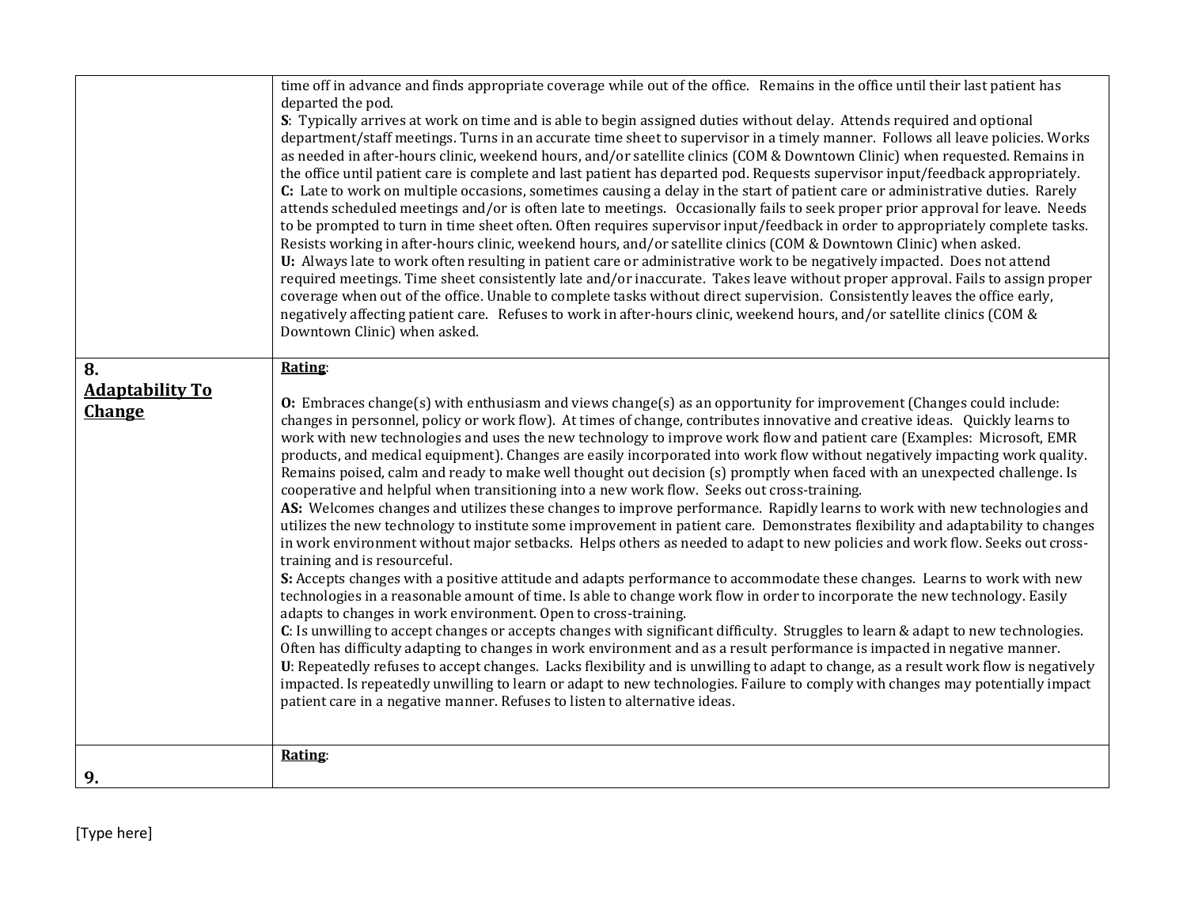| | |
|---|---|
| | time off in advance and finds appropriate coverage while out of the office. Remains in the office until their last patient has departed the pod.<br>**S**: Typically arrives at work on time and is able to begin assigned duties without delay. Attends required and optional department/staff meetings. Turns in an accurate time sheet to supervisor in a timely manner. Follows all leave policies. Works as needed in after-hours clinic, weekend hours, and/or satellite clinics (COM & Downtown Clinic) when requested. Remains in the office until patient care is complete and last patient has departed pod. Requests supervisor input/feedback appropriately.<br>**C:** Late to work on multiple occasions, sometimes causing a delay in the start of patient care or administrative duties. Rarely attends scheduled meetings and/or is often late to meetings. Occasionally fails to seek proper prior approval for leave. Needs to be prompted to turn in time sheet often. Often requires supervisor input/feedback in order to appropriately complete tasks. Resists working in after-hours clinic, weekend hours, and/or satellite clinics (COM & Downtown Clinic) when asked.<br>**U:** Always late to work often resulting in patient care or administrative work to be negatively impacted. Does not attend required meetings. Time sheet consistently late and/or inaccurate. Takes leave without proper approval. Fails to assign proper coverage when out of the office. Unable to complete tasks without direct supervision. Consistently leaves the office early, negatively affecting patient care. Refuses to work in after-hours clinic, weekend hours, and/or satellite clinics (COM & Downtown Clinic) when asked. |
| **8. Adaptability To Change** | **Rating**:<br><br>**O:** Embraces change(s) with enthusiasm and views change(s) as an opportunity for improvement (Changes could include: changes in personnel, policy or work flow). At times of change, contributes innovative and creative ideas. Quickly learns to work with new technologies and uses the new technology to improve work flow and patient care (Examples: Microsoft, EMR products, and medical equipment). Changes are easily incorporated into work flow without negatively impacting work quality. Remains poised, calm and ready to make well thought out decision (s) promptly when faced with an unexpected challenge. Is cooperative and helpful when transitioning into a new work flow. Seeks out cross-training.<br>**AS:** Welcomes changes and utilizes these changes to improve performance. Rapidly learns to work with new technologies and utilizes the new technology to institute some improvement in patient care. Demonstrates flexibility and adaptability to changes in work environment without major setbacks. Helps others as needed to adapt to new policies and work flow. Seeks out cross-training and is resourceful.<br>**S:** Accepts changes with a positive attitude and adapts performance to accommodate these changes. Learns to work with new technologies in a reasonable amount of time. Is able to change work flow in order to incorporate the new technology. Easily adapts to changes in work environment. Open to cross-training.<br>**C**: Is unwilling to accept changes or accepts changes with significant difficulty. Struggles to learn & adapt to new technologies. Often has difficulty adapting to changes in work environment and as a result performance is impacted in negative manner.<br>**U**: Repeatedly refuses to accept changes. Lacks flexibility and is unwilling to adapt to change, as a result work flow is negatively impacted. Is repeatedly unwilling to learn or adapt to new technologies. Failure to comply with changes may potentially impact patient care in a negative manner. Refuses to listen to alternative ideas. |
| **9.** | **Rating**: |

[Type here]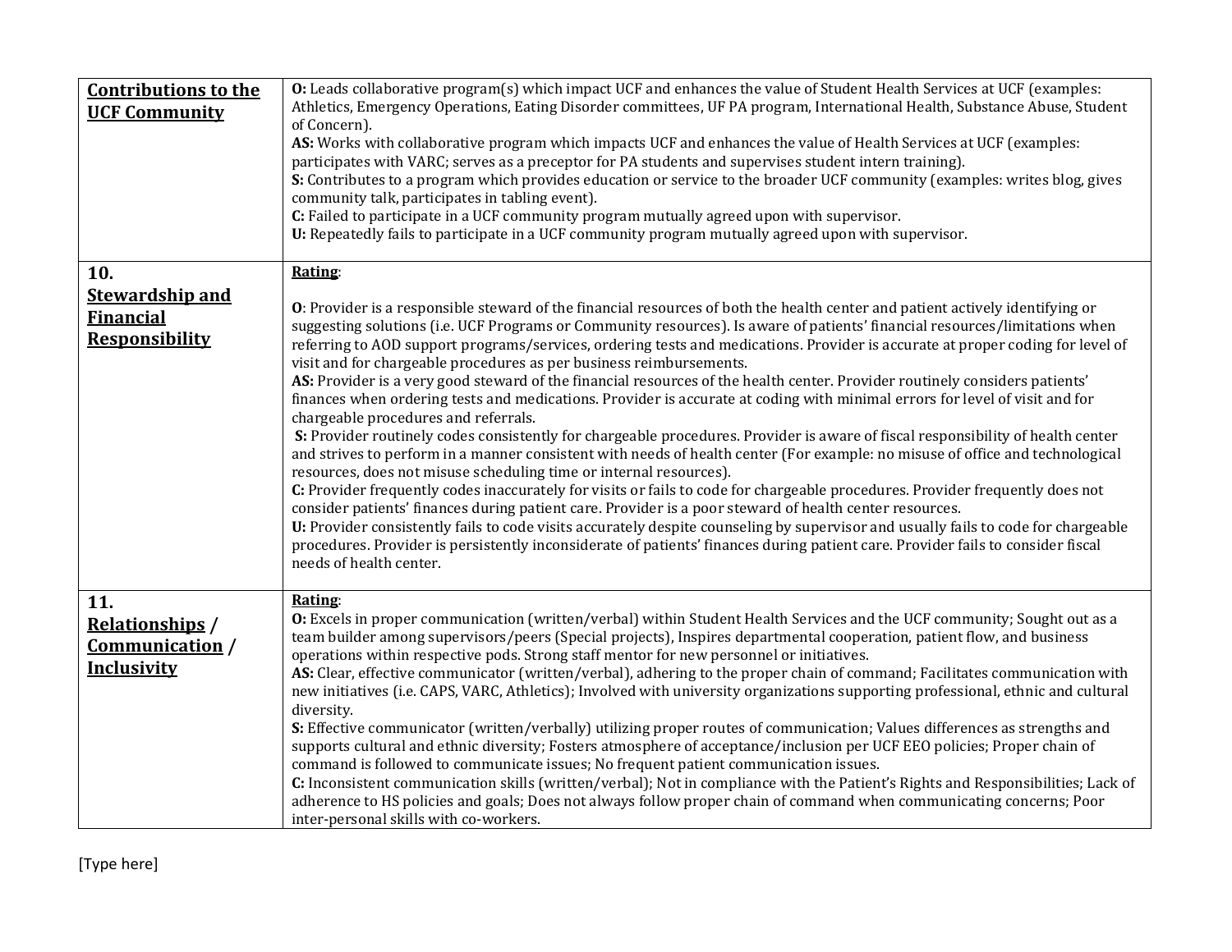| | |
|---|---|
| **Contributions to the UCF Community** | **O:** Leads collaborative program(s) which impact UCF and enhances the value of Student Health Services at UCF (examples: Athletics, Emergency Operations, Eating Disorder committees, UF PA program, International Health, Substance Abuse, Student of Concern).<br>**AS:** Works with collaborative program which impacts UCF and enhances the value of Health Services at UCF (examples: participates with VARC; serves as a preceptor for PA students and supervises student intern training).<br>**S:** Contributes to a program which provides education or service to the broader UCF community (examples: writes blog, gives community talk, participates in tabling event).<br>**C:** Failed to participate in a UCF community program mutually agreed upon with supervisor.<br>**U:** Repeatedly fails to participate in a UCF community program mutually agreed upon with supervisor. |
| **10. Stewardship and Financial Responsibility** | **Rating**:<br><br>**O**: Provider is a responsible steward of the financial resources of both the health center and patient actively identifying or suggesting solutions (i.e. UCF Programs or Community resources). Is aware of patients' financial resources/limitations when referring to AOD support programs/services, ordering tests and medications. Provider is accurate at proper coding for level of visit and for chargeable procedures as per business reimbursements.<br>**AS:** Provider is a very good steward of the financial resources of the health center. Provider routinely considers patients' finances when ordering tests and medications. Provider is accurate at coding with minimal errors for level of visit and for chargeable procedures and referrals.<br>**S:** Provider routinely codes consistently for chargeable procedures. Provider is aware of fiscal responsibility of health center and strives to perform in a manner consistent with needs of health center (For example: no misuse of office and technological resources, does not misuse scheduling time or internal resources).<br>**C:** Provider frequently codes inaccurately for visits or fails to code for chargeable procedures. Provider frequently does not consider patients' finances during patient care. Provider is a poor steward of health center resources.<br>**U:** Provider consistently fails to code visits accurately despite counseling by supervisor and usually fails to code for chargeable procedures. Provider is persistently inconsiderate of patients' finances during patient care. Provider fails to consider fiscal needs of health center. |
| **11. Relationships / Communication / Inclusivity** | **Rating**:<br>**O:** Excels in proper communication (written/verbal) within Student Health Services and the UCF community; Sought out as a team builder among supervisors/peers (Special projects), Inspires departmental cooperation, patient flow, and business operations within respective pods. Strong staff mentor for new personnel or initiatives.<br>**AS:** Clear, effective communicator (written/verbal), adhering to the proper chain of command; Facilitates communication with new initiatives (i.e. CAPS, VARC, Athletics); Involved with university organizations supporting professional, ethnic and cultural diversity.<br>**S:** Effective communicator (written/verbally) utilizing proper routes of communication; Values differences as strengths and supports cultural and ethnic diversity; Fosters atmosphere of acceptance/inclusion per UCF EEO policies; Proper chain of command is followed to communicate issues; No frequent patient communication issues.<br>**C:** Inconsistent communication skills (written/verbal); Not in compliance with the Patient's Rights and Responsibilities; Lack of adherence to HS policies and goals; Does not always follow proper chain of command when communicating concerns; Poor inter-personal skills with co-workers. |

[Type here]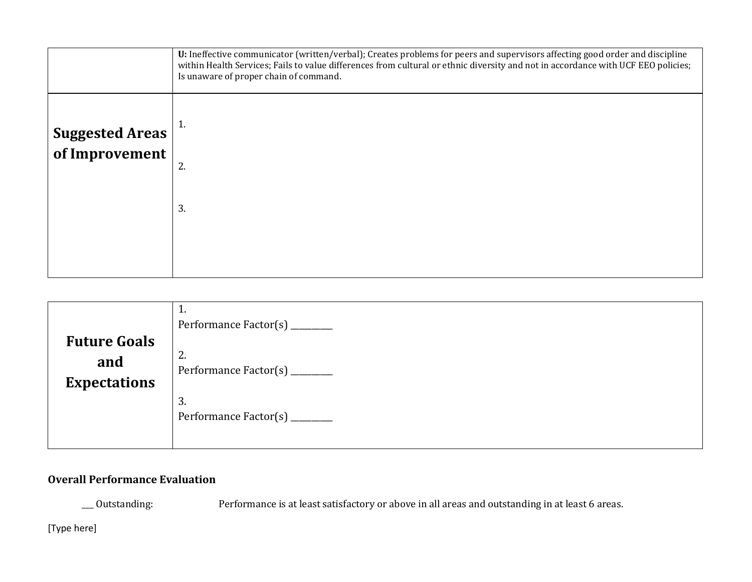| | |
|---|---|
| | **U:** Ineffective communicator (written/verbal); Creates problems for peers and supervisors affecting good order and discipline within Health Services; Fails to value differences from cultural or ethnic diversity and not in accordance with UCF EEO policies; Is unaware of proper chain of command. |
| **Suggested Areas of Improvement** | 1.<br><br>2.<br><br>3. |

| | |
|---|---|
| **Future Goals and Expectations** | 1.<br>Performance Factor(s) _________<br><br>2.<br>Performance Factor(s) _________<br><br>3.<br>Performance Factor(s) _________ |

**Overall Performance Evaluation**

___ Outstanding: Performance is at least satisfactory or above in all areas and outstanding in at least 6 areas.

[Type here]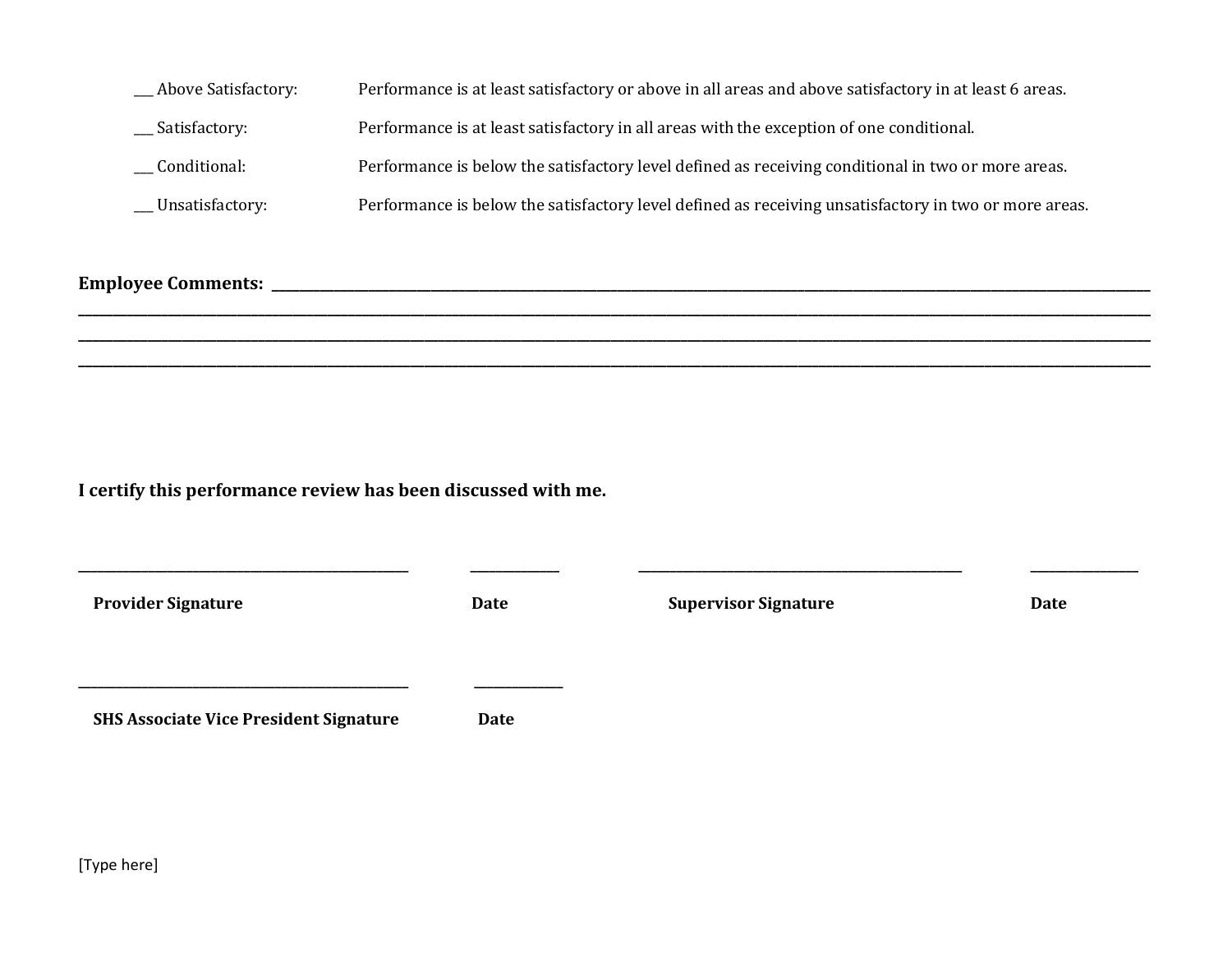___ Above Satisfactory: Performance is at least satisfactory or above in all areas and above satisfactory in at least 6 areas.

___ Satisfactory: Performance is at least satisfactory in all areas with the exception of one conditional.

___ Conditional: Performance is below the satisfactory level defined as receiving conditional in two or more areas.

___ Unsatisfactory: Performance is below the satisfactory level defined as receiving unsatisfactory in two or more areas.

**Employee Comments:** ______________________________________________________________________________________
______________________________________________________________________________________________________
______________________________________________________________________________________________________
______________________________________________________________________________________________________

**I certify this performance review has been discussed with me.**

_______________________________ ____________ _______________________________ ____________

**Provider Signature** **Date** **Supervisor Signature** **Date**

_______________________________ ____________

**SHS Associate Vice President Signature** **Date**

[Type here]